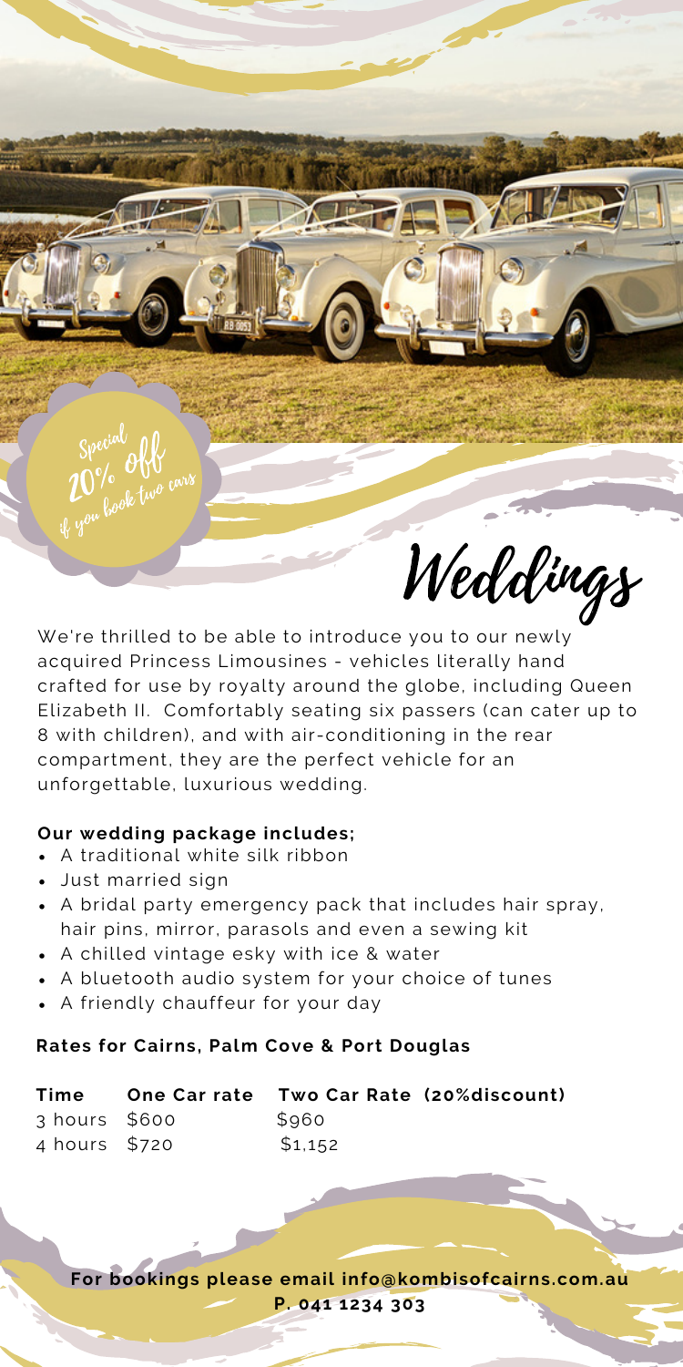Special 20% off if you book two cars

# Weddings

We're thrilled to be able to introduce you to our newly acquired Princess Limousines - vehicles literally hand crafted for use by royalty around the globe, including Queen Elizabeth II. Comfortably seating six passers (can cater up to 8 with children), and with air-conditioning in the rear compartment, they are the perfect vehicle for an unforgettable, luxurious wedding.

**Our wedding package includes;**

- A traditional white silk ribbon
- Just married sign
- A bridal party emergency pack that includes hair spray, hair pins, mirror, parasols and even a sewing kit
- A chilled vintage esky with ice & water
- A bluetooth audio system for your choice of tunes
- A friendly chauffeur for your day

**Rates for Cairns, Palm Cove & Port Douglas**

| Time | One Car rate | Two Car Rate (20%discount) |
|---|---|---|
| 3 hours | $600 | $960 |
| 4 hours | $720 | $1,152 |

**For bookings please email info@kombisofcairns.com.au**
**P. 041 1234 303**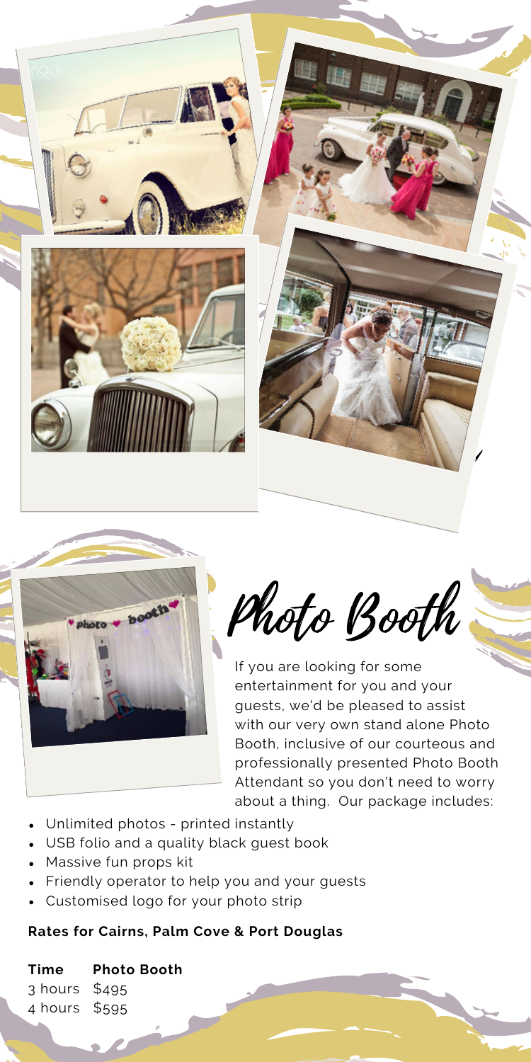# Photo Booth

If you are looking for some entertainment for you and your guests, we'd be pleased to assist with our very own stand alone Photo Booth, inclusive of our courteous and professionally presented Photo Booth Attendant so you don't need to worry about a thing. Our package includes:

- Unlimited photos - printed instantly
- USB folio and a quality black guest book
- Massive fun props kit
- Friendly operator to help you and your guests
- Customised logo for your photo strip

**Rates for Cairns, Palm Cove & Port Douglas**

| Time | Photo Booth |
| --- | --- |
| 3 hours | $495 |
| 4 hours | $595 |